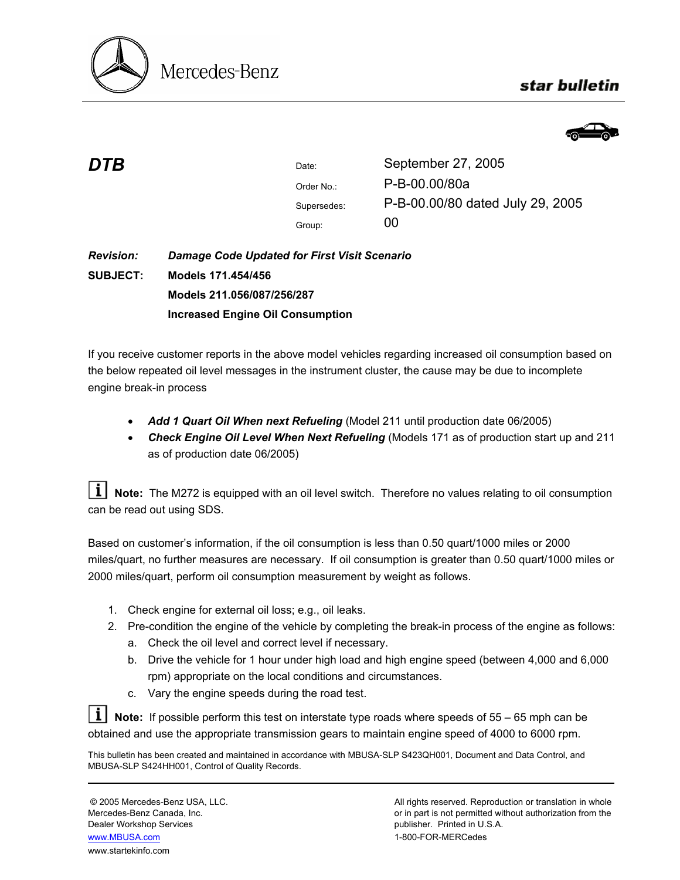Mercedes-Benz

**star bulletin**

## DTB

| | |
|---|---|
| Date: | September 27, 2005 |
| Order No.: | P-B-00.00/80a |
| Supersedes: | P-B-00.00/80 dated July 29, 2005 |
| Group: | 00 |

***Revision:*** ***Damage Code Updated for First Visit Scenario***

**SUBJECT:** **Models 171.454/456**
**Models 211.056/087/256/287**
**Increased Engine Oil Consumption**

If you receive customer reports in the above model vehicles regarding increased oil consumption based on the below repeated oil level messages in the instrument cluster, the cause may be due to incomplete engine break-in process

- ***Add 1 Quart Oil When next Refueling*** (Model 211 until production date 06/2005)
- ***Check Engine Oil Level When Next Refueling*** (Models 171 as of production start up and 211 as of production date 06/2005)

**Note:** The M272 is equipped with an oil level switch. Therefore no values relating to oil consumption can be read out using SDS.

Based on customer's information, if the oil consumption is less than 0.50 quart/1000 miles or 2000 miles/quart, no further measures are necessary. If oil consumption is greater than 0.50 quart/1000 miles or 2000 miles/quart, perform oil consumption measurement by weight as follows.

1. Check engine for external oil loss; e.g., oil leaks.
2. Pre-condition the engine of the vehicle by completing the break-in process of the engine as follows:
   a. Check the oil level and correct level if necessary.
   b. Drive the vehicle for 1 hour under high load and high engine speed (between 4,000 and 6,000 rpm) appropriate on the local conditions and circumstances.
   c. Vary the engine speeds during the road test.

**Note:** If possible perform this test on interstate type roads where speeds of 55 – 65 mph can be obtained and use the appropriate transmission gears to maintain engine speed of 4000 to 6000 rpm.

This bulletin has been created and maintained in accordance with MBUSA-SLP S423QH001, Document and Data Control, and MBUSA-SLP S424HH001, Control of Quality Records.

© 2005 Mercedes-Benz USA, LLC.
Mercedes-Benz Canada, Inc.
Dealer Workshop Services
www.MBUSA.com
www.startekinfo.com

All rights reserved. Reproduction or translation in whole or in part is not permitted without authorization from the publisher. Printed in U.S.A.
1-800-FOR-MERCedes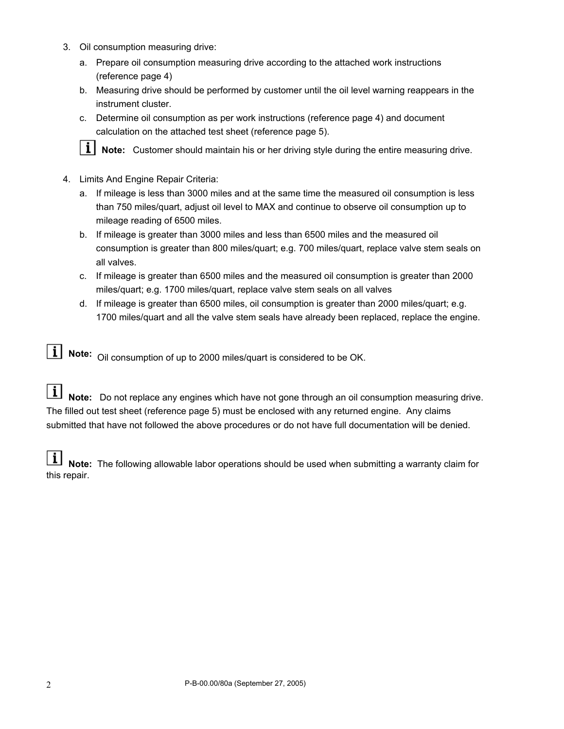3. Oil consumption measuring drive:
   a. Prepare oil consumption measuring drive according to the attached work instructions (reference page 4)
   b. Measuring drive should be performed by customer until the oil level warning reappears in the instrument cluster.
   c. Determine oil consumption as per work instructions (reference page 4) and document calculation on the attached test sheet (reference page 5).

   **Note:** Customer should maintain his or her driving style during the entire measuring drive.

4. Limits And Engine Repair Criteria:
   a. If mileage is less than 3000 miles and at the same time the measured oil consumption is less than 750 miles/quart, adjust oil level to MAX and continue to observe oil consumption up to mileage reading of 6500 miles.
   b. If mileage is greater than 3000 miles and less than 6500 miles and the measured oil consumption is greater than 800 miles/quart; e.g. 700 miles/quart, replace valve stem seals on all valves.
   c. If mileage is greater than 6500 miles and the measured oil consumption is greater than 2000 miles/quart; e.g. 1700 miles/quart, replace valve stem seals on all valves
   d. If mileage is greater than 6500 miles, oil consumption is greater than 2000 miles/quart; e.g. 1700 miles/quart and all the valve stem seals have already been replaced, replace the engine.

**Note:** Oil consumption of up to 2000 miles/quart is considered to be OK.

**Note:** Do not replace any engines which have not gone through an oil consumption measuring drive. The filled out test sheet (reference page 5) must be enclosed with any returned engine. Any claims submitted that have not followed the above procedures or do not have full documentation will be denied.

**Note:** The following allowable labor operations should be used when submitting a warranty claim for this repair.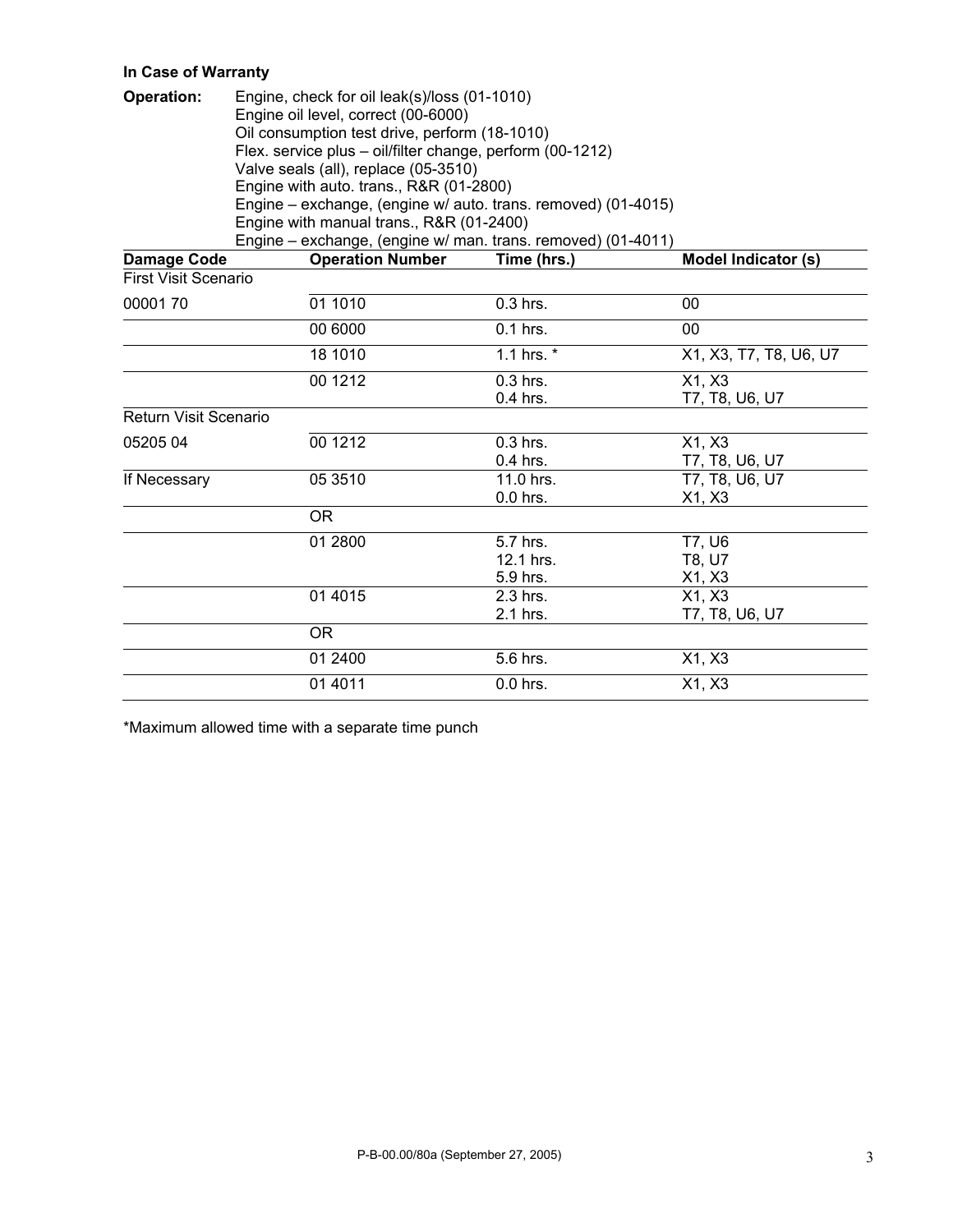**In Case of Warranty**

**Operation:** Engine, check for oil leak(s)/loss (01-1010)
Engine oil level, correct (00-6000)
Oil consumption test drive, perform (18-1010)
Flex. service plus – oil/filter change, perform (00-1212)
Valve seals (all), replace (05-3510)
Engine with auto. trans., R&R (01-2800)
Engine – exchange, (engine w/ auto. trans. removed) (01-4015)
Engine with manual trans., R&R (01-2400)
Engine – exchange, (engine w/ man. trans. removed) (01-4011)

| Damage Code | Operation Number | Time (hrs.) | Model Indicator (s) |
|---|---|---|---|
| First Visit Scenario | | | |
| 00001 70 | 01 1010 | 0.3 hrs. | 00 |
| | 00 6000 | 0.1 hrs. | 00 |
| | 18 1010 | 1.1 hrs. * | X1, X3, T7, T8, U6, U7 |
| | 00 1212 | 0.3 hrs.<br>0.4 hrs. | X1, X3<br>T7, T8, U6, U7 |
| Return Visit Scenario | | | |
| 05205 04 | 00 1212 | 0.3 hrs.<br>0.4 hrs. | X1, X3<br>T7, T8, U6, U7 |
| If Necessary | 05 3510 | 11.0 hrs.<br>0.0 hrs. | T7, T8, U6, U7<br>X1, X3 |
| | OR | | |
| | 01 2800 | 5.7 hrs.<br>12.1 hrs.<br>5.9 hrs. | T7, U6<br>T8, U7<br>X1, X3 |
| | 01 4015 | 2.3 hrs.<br>2.1 hrs. | X1, X3<br>T7, T8, U6, U7 |
| | OR | | |
| | 01 2400 | 5.6 hrs. | X1, X3 |
| | 01 4011 | 0.0 hrs. | X1, X3 |

*Maximum allowed time with a separate time punch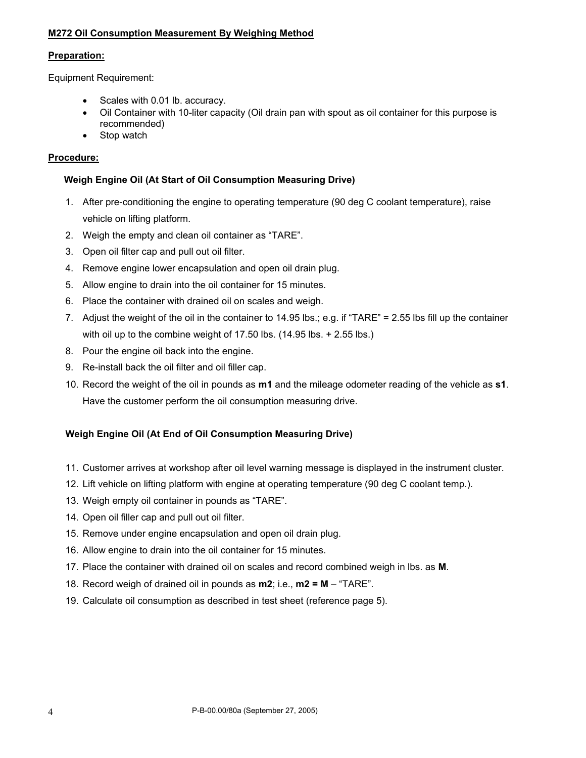**M272 Oil Consumption Measurement By Weighing Method**

**Preparation:**

Equipment Requirement:

- Scales with 0.01 lb. accuracy.
- Oil Container with 10-liter capacity (Oil drain pan with spout as oil container for this purpose is recommended)
- Stop watch

**Procedure:**

**Weigh Engine Oil (At Start of Oil Consumption Measuring Drive)**

1. After pre-conditioning the engine to operating temperature (90 deg C coolant temperature), raise vehicle on lifting platform.
2. Weigh the empty and clean oil container as "TARE".
3. Open oil filter cap and pull out oil filter.
4. Remove engine lower encapsulation and open oil drain plug.
5. Allow engine to drain into the oil container for 15 minutes.
6. Place the container with drained oil on scales and weigh.
7. Adjust the weight of the oil in the container to 14.95 lbs.; e.g. if "TARE" = 2.55 lbs fill up the container with oil up to the combine weight of 17.50 lbs. (14.95 lbs. + 2.55 lbs.)
8. Pour the engine oil back into the engine.
9. Re-install back the oil filter and oil filler cap.
10. Record the weight of the oil in pounds as **m1** and the mileage odometer reading of the vehicle as **s1**. Have the customer perform the oil consumption measuring drive.

**Weigh Engine Oil (At End of Oil Consumption Measuring Drive)**

11. Customer arrives at workshop after oil level warning message is displayed in the instrument cluster.
12. Lift vehicle on lifting platform with engine at operating temperature (90 deg C coolant temp.).
13. Weigh empty oil container in pounds as "TARE".
14. Open oil filler cap and pull out oil filter.
15. Remove under engine encapsulation and open oil drain plug.
16. Allow engine to drain into the oil container for 15 minutes.
17. Place the container with drained oil on scales and record combined weigh in lbs. as **M**.
18. Record weigh of drained oil in pounds as **m2**; i.e., **m2 = M** – "TARE".
19. Calculate oil consumption as described in test sheet (reference page 5).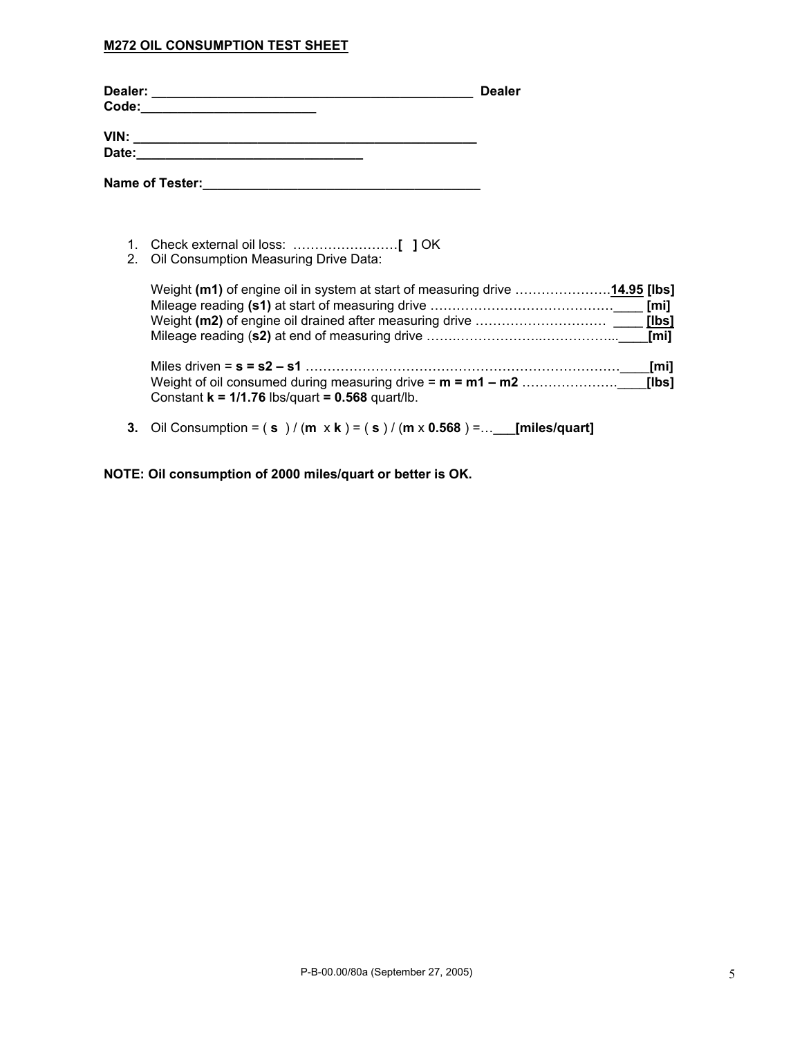**M272 OIL CONSUMPTION TEST SHEET**

**Dealer:** ____________________________________________ **Dealer Code:**________________________

**VIN:** _______________________________________________ **Date:**_______________________________

**Name of Tester:**______________________________________

1. Check external oil loss: ……………………**[ ]** OK
2. Oil Consumption Measuring Drive Data:

   Weight **(m1)** of engine oil in system at start of measuring drive ………………….**14.95 [lbs]**
   Mileage reading **(s1)** at start of measuring drive ……………………………………____ **[mi]**
   Weight **(m2)** of engine oil drained after measuring drive ………………………… ____ **[lbs]**
   Mileage reading (**s2**) at end of measuring drive ………………………………………____**[mi]**

   Miles driven = **s = s2 – s1** ……………………………………………………………____**[mi]**
   Weight of oil consumed during measuring drive = **m = m1 – m2** ………………….____**[lbs]**
   Constant **k = 1/1.76** lbs/quart **= 0.568** quart/lb.

3. Oil Consumption = ( **s** ) / (**m** x **k** ) = ( **s** ) / (**m** x **0.568** ) =…___**[miles/quart]**

**NOTE: Oil consumption of 2000 miles/quart or better is OK.**

P-B-00.00/80a (September 27, 2005)